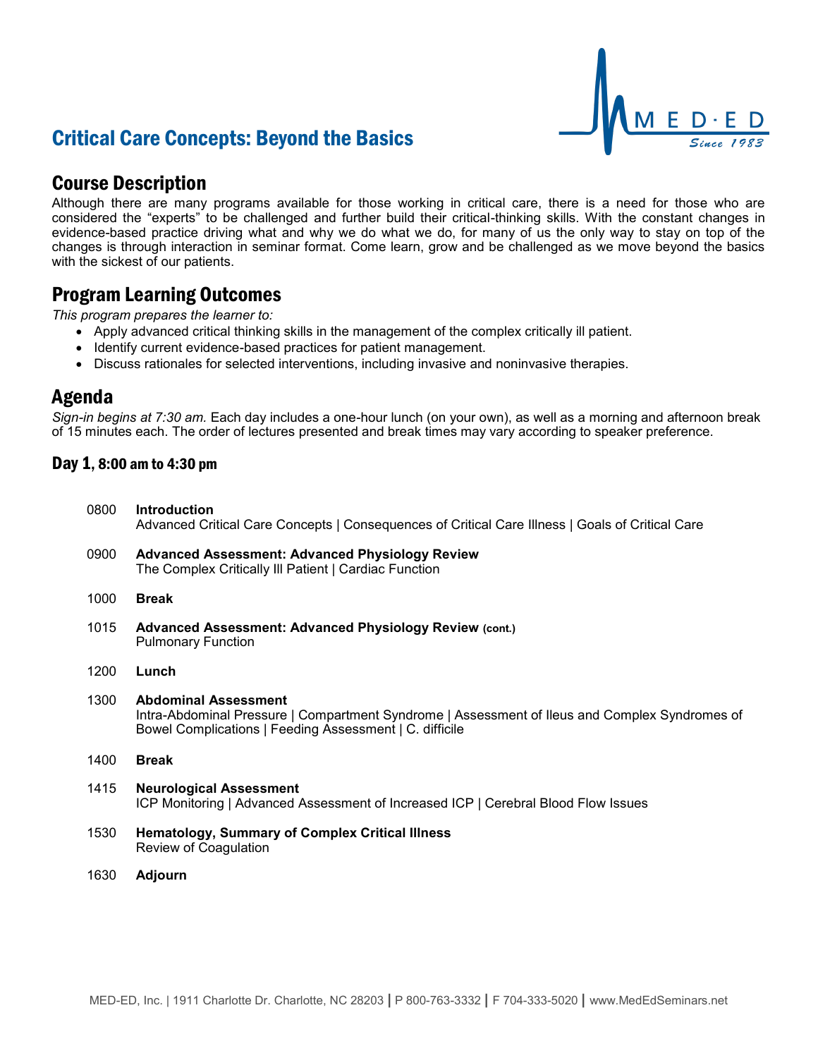# Critical Care Concepts: Beyond the Basics

## Course Description

Although there are many programs available for those working in critical care, there is a need for those who are considered the "experts" to be challenged and further build their critical-thinking skills. With the constant changes in evidence-based practice driving what and why we do what we do, for many of us the only way to stay on top of the changes is through interaction in seminar format. Come learn, grow and be challenged as we move beyond the basics with the sickest of our patients.

## Program Learning Outcomes

*This program prepares the learner to:*

- Apply advanced critical thinking skills in the management of the complex critically ill patient.
- Identify current evidence-based practices for patient management.
- Discuss rationales for selected interventions, including invasive and noninvasive therapies.

## Agenda

*Sign-in begins at 7:30 am.* Each day includes a one-hour lunch (on your own), as well as a morning and afternoon break of 15 minutes each. The order of lectures presented and break times may vary according to speaker preference.

### Day 1, 8:00 am to 4:30 pm

0800 **Introduction**
Advanced Critical Care Concepts | Consequences of Critical Care Illness | Goals of Critical Care

0900 **Advanced Assessment: Advanced Physiology Review**
The Complex Critically Ill Patient | Cardiac Function

1000 **Break**

1015 **Advanced Assessment: Advanced Physiology Review (cont.)**
Pulmonary Function

1200 **Lunch**

1300 **Abdominal Assessment**
Intra-Abdominal Pressure | Compartment Syndrome | Assessment of Ileus and Complex Syndromes of Bowel Complications | Feeding Assessment | C. difficile

1400 **Break**

1415 **Neurological Assessment**
ICP Monitoring | Advanced Assessment of Increased ICP | Cerebral Blood Flow Issues

1530 **Hematology, Summary of Complex Critical Illness**
Review of Coagulation

1630 **Adjourn**

MED-ED, Inc. | 1911 Charlotte Dr. Charlotte, NC 28203 | P 800-763-3332 | F 704-333-5020 | www.MedEdSeminars.net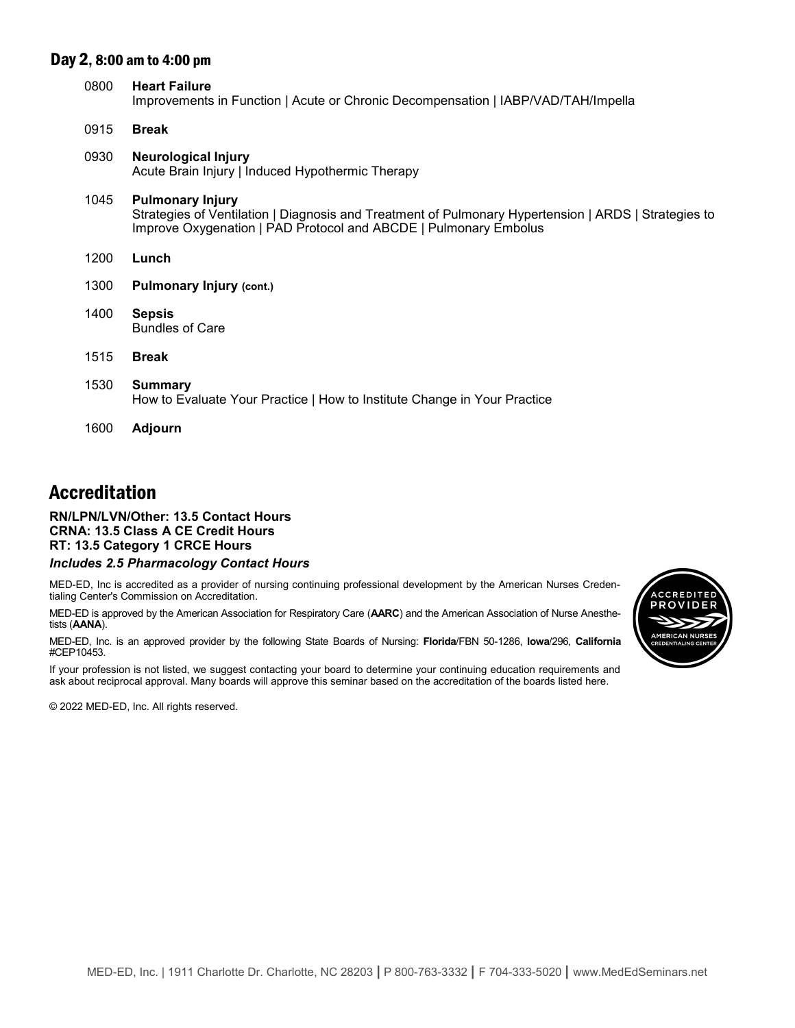## Day 2, 8:00 am to 4:00 pm

0800 **Heart Failure**
Improvements in Function | Acute or Chronic Decompensation | IABP/VAD/TAH/Impella

0915 **Break**

0930 **Neurological Injury**
Acute Brain Injury | Induced Hypothermic Therapy

1045 **Pulmonary Injury**
Strategies of Ventilation | Diagnosis and Treatment of Pulmonary Hypertension | ARDS | Strategies to Improve Oxygenation | PAD Protocol and ABCDE | Pulmonary Embolus

1200 **Lunch**

1300 **Pulmonary Injury (cont.)**

1400 **Sepsis**
Bundles of Care

1515 **Break**

1530 **Summary**
How to Evaluate Your Practice | How to Institute Change in Your Practice

1600 **Adjourn**

## Accreditation

**RN/LPN/LVN/Other: 13.5 Contact Hours**
**CRNA: 13.5 Class A CE Credit Hours**
**RT: 13.5 Category 1 CRCE Hours**

***Includes 2.5 Pharmacology Contact Hours***

MED-ED, Inc is accredited as a provider of nursing continuing professional development by the American Nurses Credentialing Center's Commission on Accreditation.

MED-ED is approved by the American Association for Respiratory Care (**AARC**) and the American Association of Nurse Anesthetists (**AANA**).

MED-ED, Inc. is an approved provider by the following State Boards of Nursing: **Florida**/FBN 50-1286, **Iowa**/296, **California** #CEP10453.

If your profession is not listed, we suggest contacting your board to determine your continuing education requirements and ask about reciprocal approval. Many boards will approve this seminar based on the accreditation of the boards listed here.

© 2022 MED-ED, Inc. All rights reserved.

MED-ED, Inc. | 1911 Charlotte Dr. Charlotte, NC 28203 | P 800-763-3332 | F 704-333-5020 | www.MedEdSeminars.net